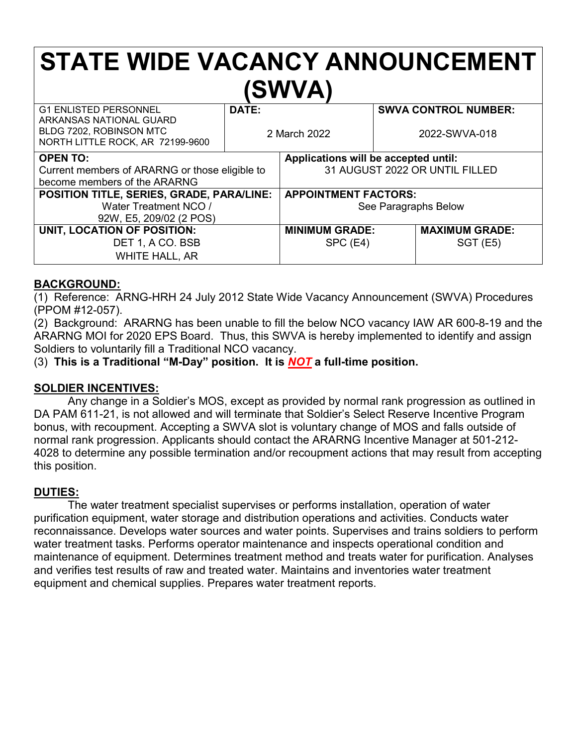# STATE WIDE VACANCY ANNOUNCEMENT (SWVA)

| G1 ENLISTED PERSONNEL<br>ARKANSAS NATIONAL GUARD<br>BLDG 7202, ROBINSON MTC<br>NORTH LITTLE ROCK, AR 72199-9600 | **DATE:**<br>2 March 2022 | **SWVA CONTROL NUMBER:**<br>2022-SWVA-018 |
|---|---|---|
| **OPEN TO:**<br>Current members of ARARNG or those eligible to become members of the ARARNG | **Applications will be accepted until:**<br>31 AUGUST 2022 OR UNTIL FILLED | |
| **POSITION TITLE, SERIES, GRADE, PARA/LINE:**<br>Water Treatment NCO /<br>92W, E5, 209/02 (2 POS) | **APPOINTMENT FACTORS:**<br>See Paragraphs Below | |
| **UNIT, LOCATION OF POSITION:**<br>DET 1, A CO. BSB<br>WHITE HALL, AR | **MINIMUM GRADE:**<br>SPC (E4) | **MAXIMUM GRADE:**<br>SGT (E5) |

## BACKGROUND:

(1) Reference: ARNG-HRH 24 July 2012 State Wide Vacancy Announcement (SWVA) Procedures (PPOM #12-057).

(2) Background: ARARNG has been unable to fill the below NCO vacancy IAW AR 600-8-19 and the ARARNG MOI for 2020 EPS Board. Thus, this SWVA is hereby implemented to identify and assign Soldiers to voluntarily fill a Traditional NCO vacancy.

(3) **This is a Traditional "M-Day" position. It is *NOT* a full-time position.**

## SOLDIER INCENTIVES:

Any change in a Soldier's MOS, except as provided by normal rank progression as outlined in DA PAM 611-21, is not allowed and will terminate that Soldier's Select Reserve Incentive Program bonus, with recoupment. Accepting a SWVA slot is voluntary change of MOS and falls outside of normal rank progression. Applicants should contact the ARARNG Incentive Manager at 501-212-4028 to determine any possible termination and/or recoupment actions that may result from accepting this position.

## DUTIES:

The water treatment specialist supervises or performs installation, operation of water purification equipment, water storage and distribution operations and activities. Conducts water reconnaissance. Develops water sources and water points. Supervises and trains soldiers to perform water treatment tasks. Performs operator maintenance and inspects operational condition and maintenance of equipment. Determines treatment method and treats water for purification. Analyses and verifies test results of raw and treated water. Maintains and inventories water treatment equipment and chemical supplies. Prepares water treatment reports.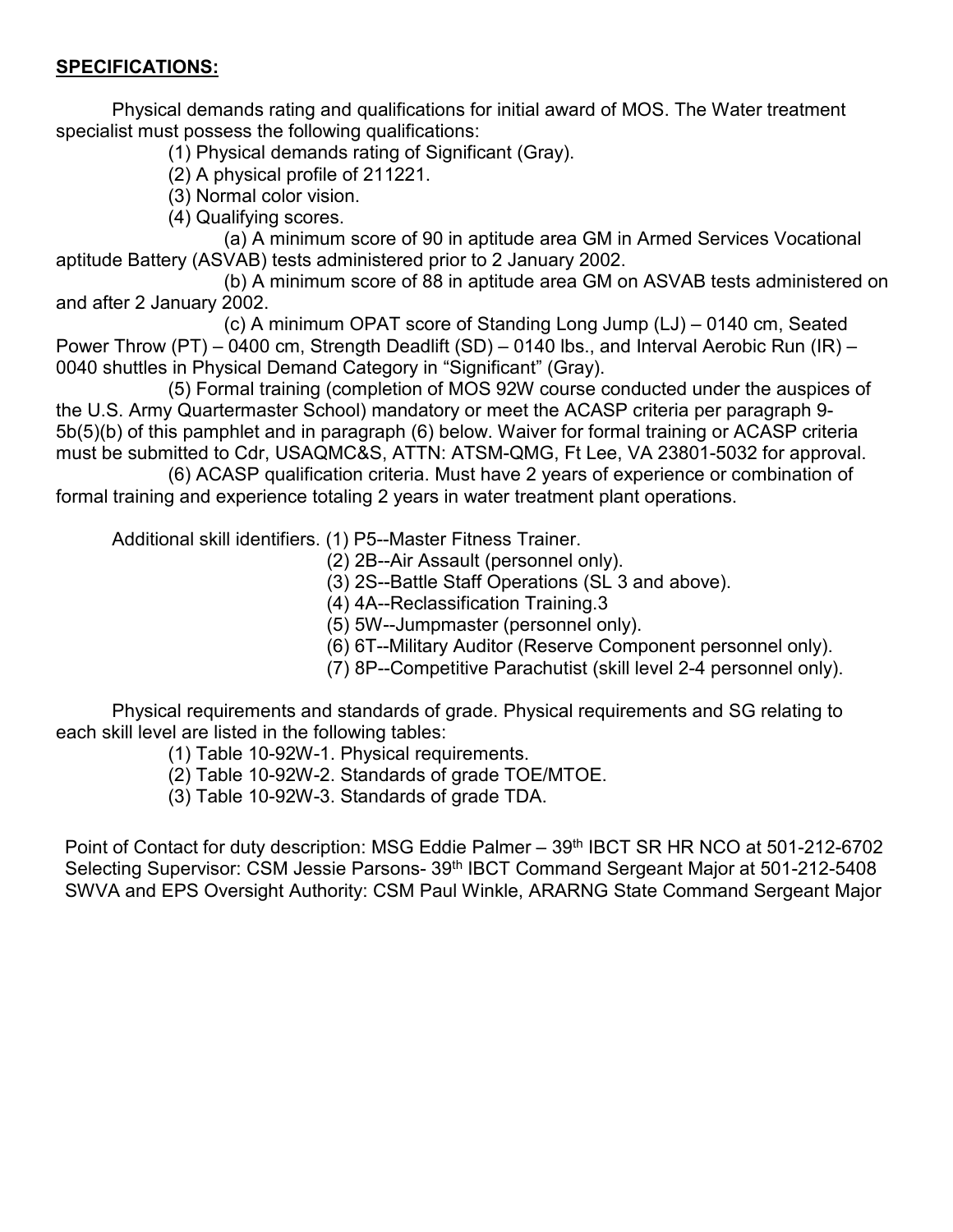**SPECIFICATIONS:**

Physical demands rating and qualifications for initial award of MOS. The Water treatment specialist must possess the following qualifications:

(1) Physical demands rating of Significant (Gray).

(2) A physical profile of 211221.

(3) Normal color vision.

(4) Qualifying scores.

(a) A minimum score of 90 in aptitude area GM in Armed Services Vocational aptitude Battery (ASVAB) tests administered prior to 2 January 2002.

(b) A minimum score of 88 in aptitude area GM on ASVAB tests administered on and after 2 January 2002.

(c) A minimum OPAT score of Standing Long Jump (LJ) – 0140 cm, Seated Power Throw (PT) – 0400 cm, Strength Deadlift (SD) – 0140 lbs., and Interval Aerobic Run (IR) – 0040 shuttles in Physical Demand Category in "Significant" (Gray).

(5) Formal training (completion of MOS 92W course conducted under the auspices of the U.S. Army Quartermaster School) mandatory or meet the ACASP criteria per paragraph 9-5b(5)(b) of this pamphlet and in paragraph (6) below. Waiver for formal training or ACASP criteria must be submitted to Cdr, USAQMC&S, ATTN: ATSM-QMG, Ft Lee, VA 23801-5032 for approval.

(6) ACASP qualification criteria. Must have 2 years of experience or combination of formal training and experience totaling 2 years in water treatment plant operations.

Additional skill identifiers. (1) P5--Master Fitness Trainer.

(2) 2B--Air Assault (personnel only).

(3) 2S--Battle Staff Operations (SL 3 and above).

(4) 4A--Reclassification Training.3

(5) 5W--Jumpmaster (personnel only).

(6) 6T--Military Auditor (Reserve Component personnel only).

(7) 8P--Competitive Parachutist (skill level 2-4 personnel only).

Physical requirements and standards of grade. Physical requirements and SG relating to each skill level are listed in the following tables:

(1) Table 10-92W-1. Physical requirements.

(2) Table 10-92W-2. Standards of grade TOE/MTOE.

(3) Table 10-92W-3. Standards of grade TDA.

Point of Contact for duty description: MSG Eddie Palmer – 39th IBCT SR HR NCO at 501-212-6702
Selecting Supervisor: CSM Jessie Parsons- 39th IBCT Command Sergeant Major at 501-212-5408
SWVA and EPS Oversight Authority: CSM Paul Winkle, ARARNG State Command Sergeant Major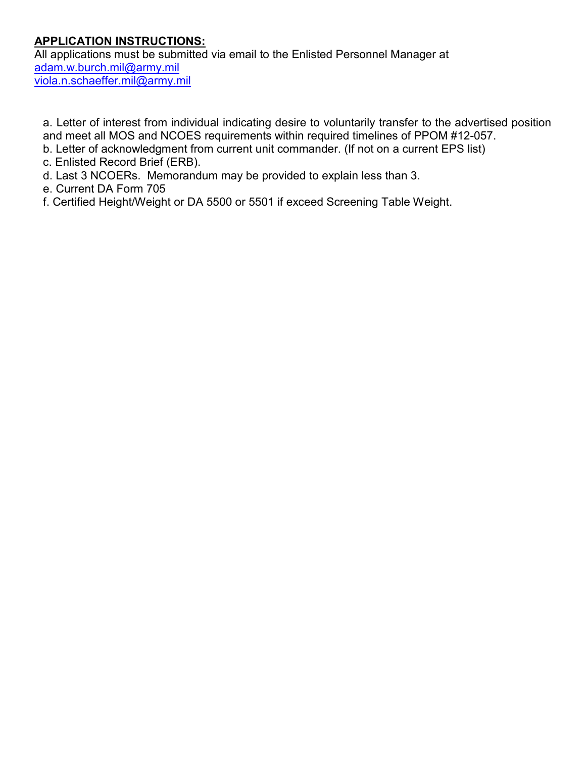**APPLICATION INSTRUCTIONS:**

All applications must be submitted via email to the Enlisted Personnel Manager at
adam.w.burch.mil@army.mil
viola.n.schaeffer.mil@army.mil

a. Letter of interest from individual indicating desire to voluntarily transfer to the advertised position and meet all MOS and NCOES requirements within required timelines of PPOM #12-057.
b. Letter of acknowledgment from current unit commander. (If not on a current EPS list)
c. Enlisted Record Brief (ERB).
d. Last 3 NCOERs. Memorandum may be provided to explain less than 3.
e. Current DA Form 705
f. Certified Height/Weight or DA 5500 or 5501 if exceed Screening Table Weight.